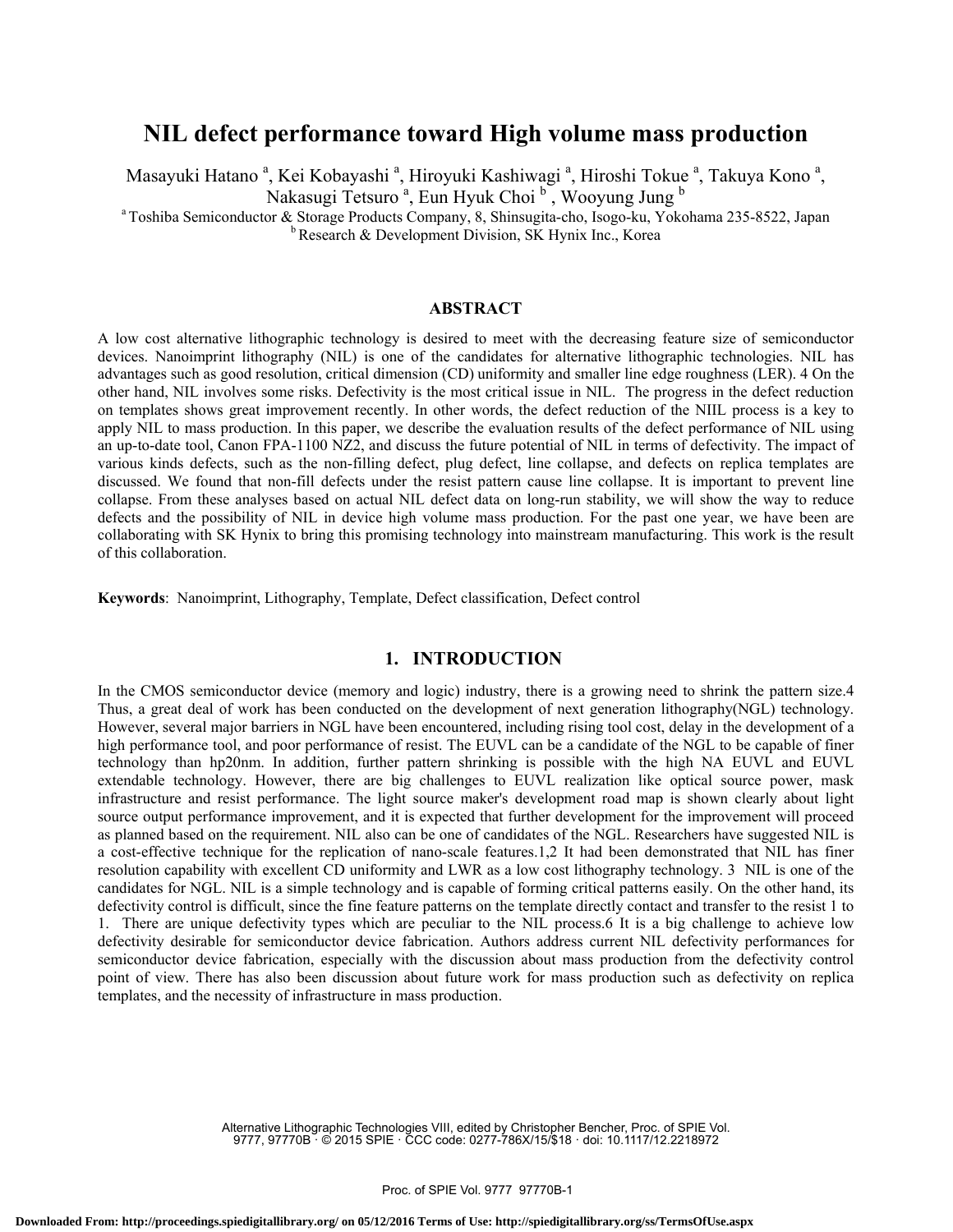# NIL defect performance toward High volume mass production

Masayuki Hatano [a], Kei Kobayashi [a], Hiroyuki Kashiwagi [a], Hiroshi Tokue [a], Takuya Kono [a], Nakasugi Tetsuro [a], Eun Hyuk Choi [b], Wooyung Jung [b]

[a] Toshiba Semiconductor & Storage Products Company, 8, Shinsugita-cho, Isogo-ku, Yokohama 235-8522, Japan
[b] Research & Development Division, SK Hynix Inc., Korea

## ABSTRACT

A low cost alternative lithographic technology is desired to meet with the decreasing feature size of semiconductor devices. Nanoimprint lithography (NIL) is one of the candidates for alternative lithographic technologies. NIL has advantages such as good resolution, critical dimension (CD) uniformity and smaller line edge roughness (LER). 4 On the other hand, NIL involves some risks. Defectivity is the most critical issue in NIL. The progress in the defect reduction on templates shows great improvement recently. In other words, the defect reduction of the NIIL process is a key to apply NIL to mass production. In this paper, we describe the evaluation results of the defect performance of NIL using an up-to-date tool, Canon FPA-1100 NZ2, and discuss the future potential of NIL in terms of defectivity. The impact of various kinds defects, such as the non-filling defect, plug defect, line collapse, and defects on replica templates are discussed. We found that non-fill defects under the resist pattern cause line collapse. It is important to prevent line collapse. From these analyses based on actual NIL defect data on long-run stability, we will show the way to reduce defects and the possibility of NIL in device high volume mass production. For the past one year, we have been are collaborating with SK Hynix to bring this promising technology into mainstream manufacturing. This work is the result of this collaboration.

**Keywords**: Nanoimprint, Lithography, Template, Defect classification, Defect control

## 1. INTRODUCTION

In the CMOS semiconductor device (memory and logic) industry, there is a growing need to shrink the pattern size.4 Thus, a great deal of work has been conducted on the development of next generation lithography(NGL) technology. However, several major barriers in NGL have been encountered, including rising tool cost, delay in the development of a high performance tool, and poor performance of resist. The EUVL can be a candidate of the NGL to be capable of finer technology than hp20nm. In addition, further pattern shrinking is possible with the high NA EUVL and EUVL extendable technology. However, there are big challenges to EUVL realization like optical source power, mask infrastructure and resist performance. The light source maker's development road map is shown clearly about light source output performance improvement, and it is expected that further development for the improvement will proceed as planned based on the requirement. NIL also can be one of candidates of the NGL. Researchers have suggested NIL is a cost-effective technique for the replication of nano-scale features.1,2 It had been demonstrated that NIL has finer resolution capability with excellent CD uniformity and LWR as a low cost lithography technology. 3 NIL is one of the candidates for NGL. NIL is a simple technology and is capable of forming critical patterns easily. On the other hand, its defectivity control is difficult, since the fine feature patterns on the template directly contact and transfer to the resist 1 to 1. There are unique defectivity types which are peculiar to the NIL process.6 It is a big challenge to achieve low defectivity desirable for semiconductor device fabrication. Authors address current NIL defectivity performances for semiconductor device fabrication, especially with the discussion about mass production from the defectivity control point of view. There has also been discussion about future work for mass production such as defectivity on replica templates, and the necessity of infrastructure in mass production.

Alternative Lithographic Technologies VIII, edited by Christopher Bencher, Proc. of SPIE Vol. 9777, 97770B · © 2015 SPIE · CCC code: 0277-786X/15/$18 · doi: 10.1117/12.2218972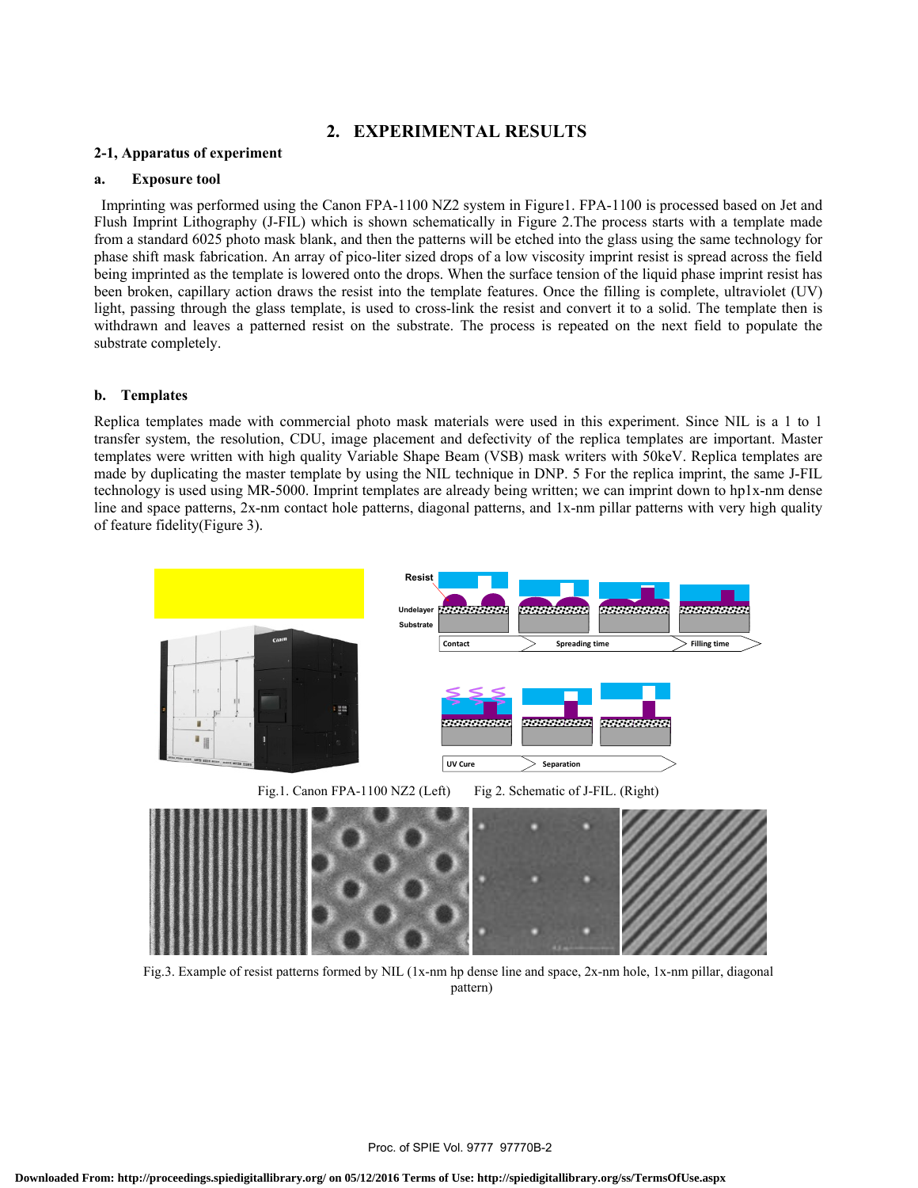## 2. EXPERIMENTAL RESULTS

### 2-1, Apparatus of experiment

#### a. Exposure tool

Imprinting was performed using the Canon FPA-1100 NZ2 system in Figure1. FPA-1100 is processed based on Jet and Flush Imprint Lithography (J-FIL) which is shown schematically in Figure 2.The process starts with a template made from a standard 6025 photo mask blank, and then the patterns will be etched into the glass using the same technology for phase shift mask fabrication. An array of pico-liter sized drops of a low viscosity imprint resist is spread across the field being imprinted as the template is lowered onto the drops. When the surface tension of the liquid phase imprint resist has been broken, capillary action draws the resist into the template features. Once the filling is complete, ultraviolet (UV) light, passing through the glass template, is used to cross-link the resist and convert it to a solid. The template then is withdrawn and leaves a patterned resist on the substrate. The process is repeated on the next field to populate the substrate completely.

#### b. Templates

Replica templates made with commercial photo mask materials were used in this experiment. Since NIL is a 1 to 1 transfer system, the resolution, CDU, image placement and defectivity of the replica templates are important. Master templates were written with high quality Variable Shape Beam (VSB) mask writers with 50keV. Replica templates are made by duplicating the master template by using the NIL technique in DNP. 5 For the replica imprint, the same J-FIL technology is used using MR-5000. Imprint templates are already being written; we can imprint down to hp1x-nm dense line and space patterns, 2x-nm contact hole patterns, diagonal patterns, and 1x-nm pillar patterns with very high quality of feature fidelity(Figure 3).

Fig.1. Canon FPA-1100 NZ2 (Left) Fig 2. Schematic of J-FIL. (Right)

Fig.3. Example of resist patterns formed by NIL (1x-nm hp dense line and space, 2x-nm hole, 1x-nm pillar, diagonal pattern)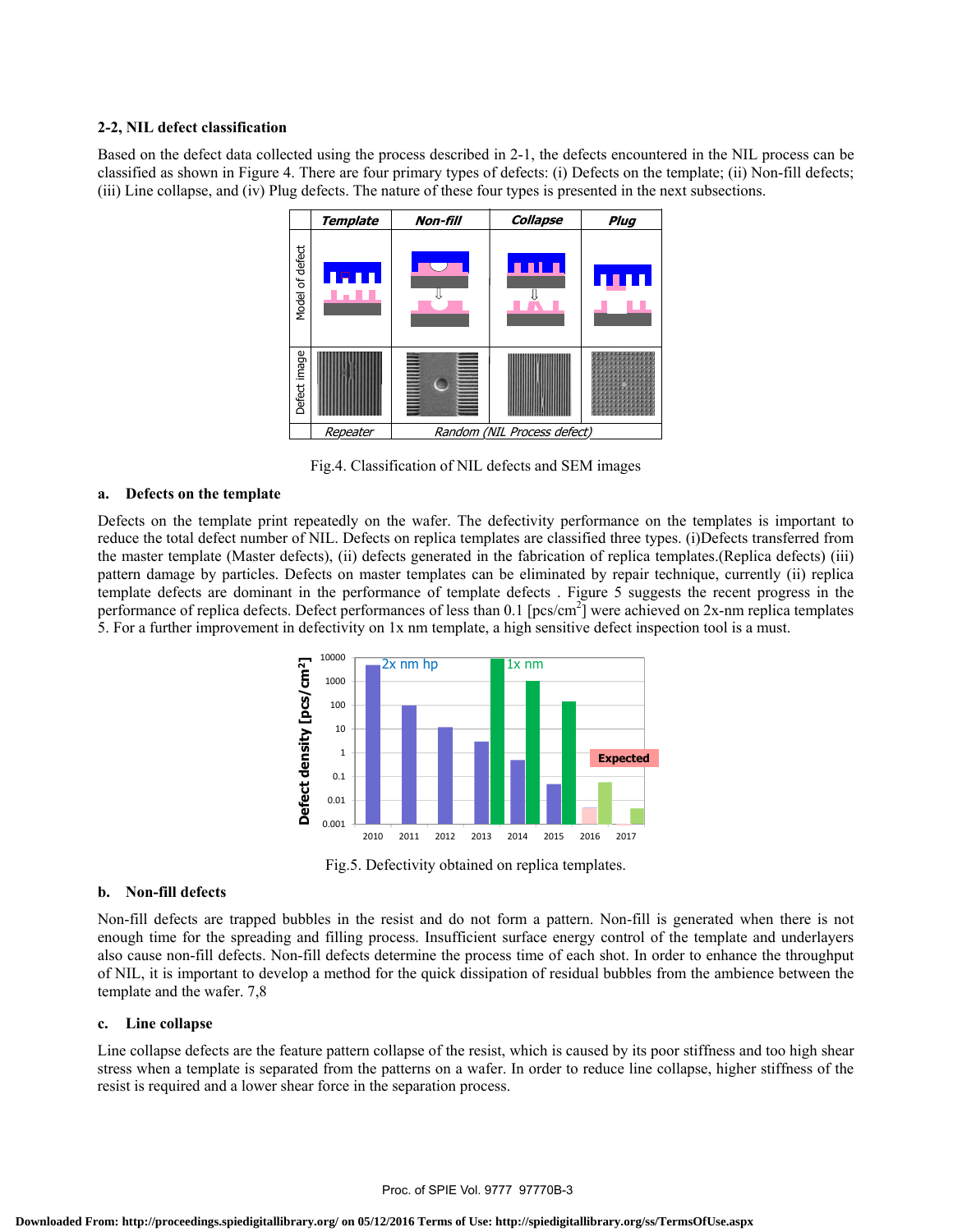### 2-2, NIL defect classification

Based on the defect data collected using the process described in 2-1, the defects encountered in the NIL process can be classified as shown in Figure 4. There are four primary types of defects: (i) Defects on the template; (ii) Non-fill defects; (iii) Line collapse, and (iv) Plug defects. The nature of these four types is presented in the next subsections.

Fig.4. Classification of NIL defects and SEM images

#### a. Defects on the template

Defects on the template print repeatedly on the wafer. The defectivity performance on the templates is important to reduce the total defect number of NIL. Defects on replica templates are classified three types. (i)Defects transferred from the master template (Master defects), (ii) defects generated in the fabrication of replica templates.(Replica defects) (iii) pattern damage by particles. Defects on master templates can be eliminated by repair technique, currently (ii) replica template defects are dominant in the performance of template defects . Figure 5 suggests the recent progress in the performance of replica defects. Defect performances of less than 0.1 [pcs/cm$^2$] were achieved on 2x-nm replica templates 5. For a further improvement in defectivity on 1x nm template, a high sensitive defect inspection tool is a must.

Fig.5. Defectivity obtained on replica templates.

#### b. Non-fill defects

Non-fill defects are trapped bubbles in the resist and do not form a pattern. Non-fill is generated when there is not enough time for the spreading and filling process. Insufficient surface energy control of the template and underlayers also cause non-fill defects. Non-fill defects determine the process time of each shot. In order to enhance the throughput of NIL, it is important to develop a method for the quick dissipation of residual bubbles from the ambience between the template and the wafer. 7,8

#### c. Line collapse

Line collapse defects are the feature pattern collapse of the resist, which is caused by its poor stiffness and too high shear stress when a template is separated from the patterns on a wafer. In order to reduce line collapse, higher stiffness of the resist is required and a lower shear force in the separation process.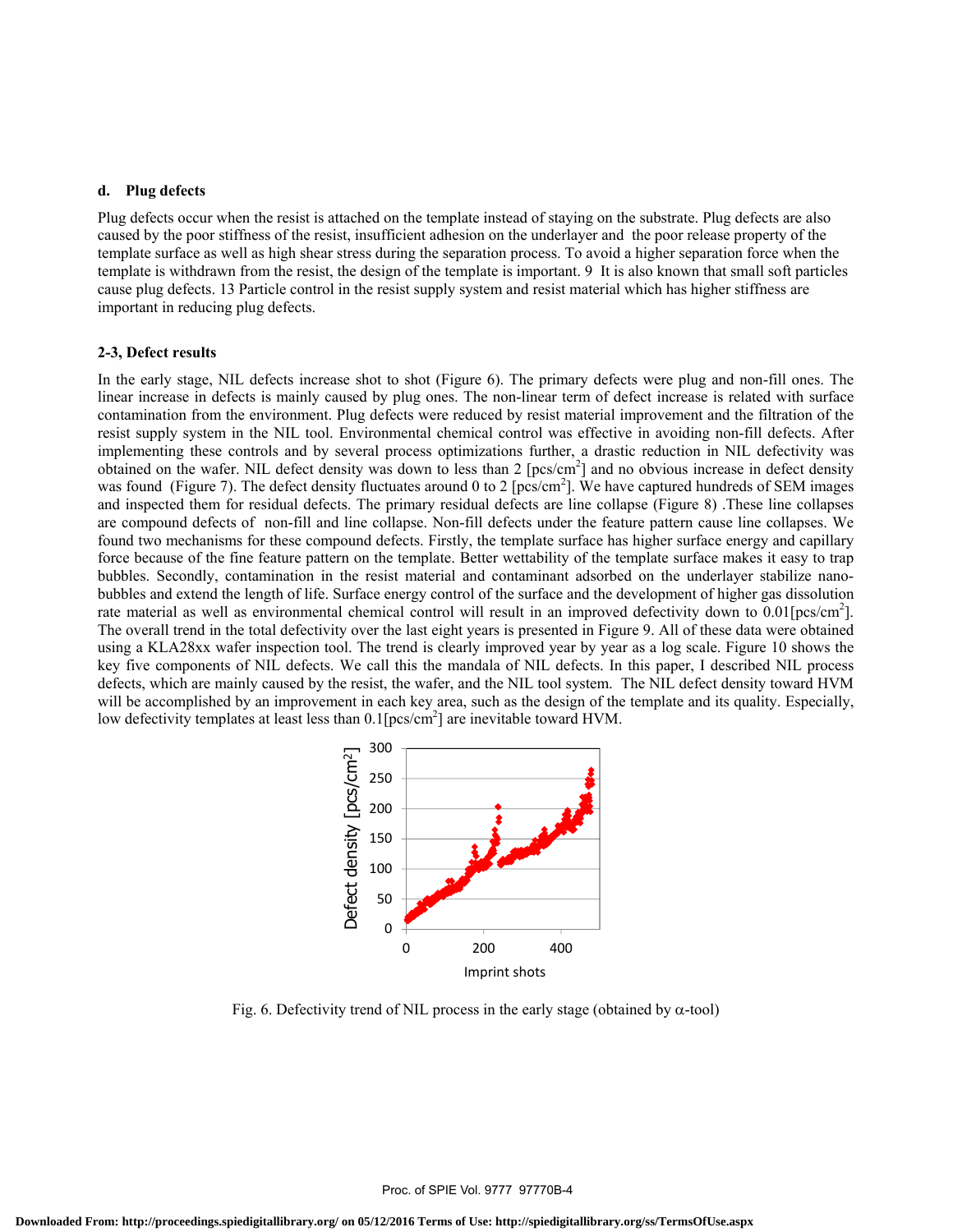### d. Plug defects

Plug defects occur when the resist is attached on the template instead of staying on the substrate. Plug defects are also caused by the poor stiffness of the resist, insufficient adhesion on the underlayer and the poor release property of the template surface as well as high shear stress during the separation process. To avoid a higher separation force when the template is withdrawn from the resist, the design of the template is important. 9 It is also known that small soft particles cause plug defects. 13 Particle control in the resist supply system and resist material which has higher stiffness are important in reducing plug defects.

### 2-3, Defect results

In the early stage, NIL defects increase shot to shot (Figure 6). The primary defects were plug and non-fill ones. The linear increase in defects is mainly caused by plug ones. The non-linear term of defect increase is related with surface contamination from the environment. Plug defects were reduced by resist material improvement and the filtration of the resist supply system in the NIL tool. Environmental chemical control was effective in avoiding non-fill defects. After implementing these controls and by several process optimizations further, a drastic reduction in NIL defectivity was obtained on the wafer. NIL defect density was down to less than 2 [pcs/cm$^2$] and no obvious increase in defect density was found (Figure 7). The defect density fluctuates around 0 to 2 [pcs/cm$^2$]. We have captured hundreds of SEM images and inspected them for residual defects. The primary residual defects are line collapse (Figure 8) .These line collapses are compound defects of non-fill and line collapse. Non-fill defects under the feature pattern cause line collapses. We found two mechanisms for these compound defects. Firstly, the template surface has higher surface energy and capillary force because of the fine feature pattern on the template. Better wettability of the template surface makes it easy to trap bubbles. Secondly, contamination in the resist material and contaminant adsorbed on the underlayer stabilize nano-bubbles and extend the length of life. Surface energy control of the surface and the development of higher gas dissolution rate material as well as environmental chemical control will result in an improved defectivity down to 0.01[pcs/cm$^2$]. The overall trend in the total defectivity over the last eight years is presented in Figure 9. All of these data were obtained using a KLA28xx wafer inspection tool. The trend is clearly improved year by year as a log scale. Figure 10 shows the key five components of NIL defects. We call this the mandala of NIL defects. In this paper, I described NIL process defects, which are mainly caused by the resist, the wafer, and the NIL tool system. The NIL defect density toward HVM will be accomplished by an improvement in each key area, such as the design of the template and its quality. Especially, low defectivity templates at least less than 0.1[pcs/cm$^2$] are inevitable toward HVM.

Fig. 6. Defectivity trend of NIL process in the early stage (obtained by $\alpha$-tool)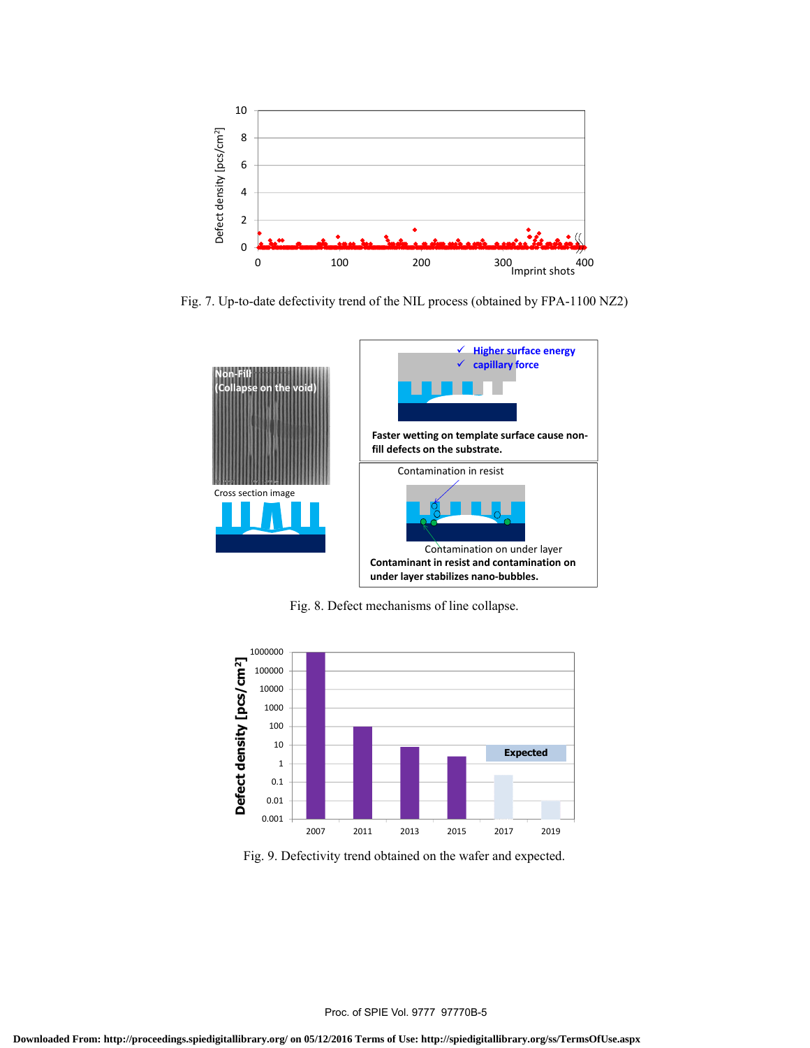Fig. 7. Up-to-date defectivity trend of the NIL process (obtained by FPA-1100 NZ2)

Fig. 8. Defect mechanisms of line collapse.

Fig. 9. Defectivity trend obtained on the wafer and expected.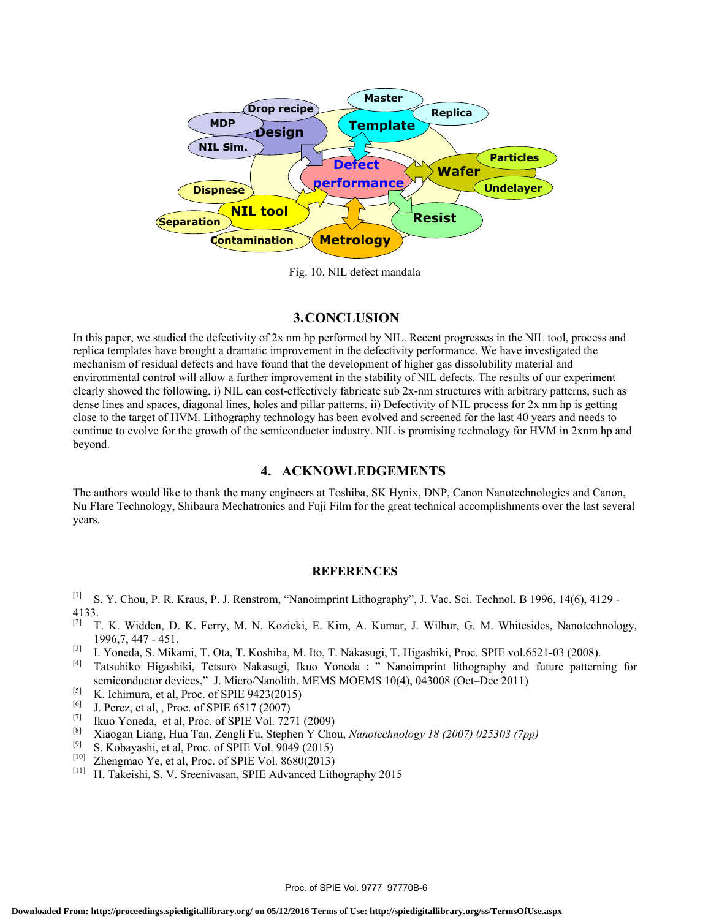Master

Replica

Drop recipe

MDP

Design

Template

NIL Sim.

Defect performance

Wafer

Particles

Undelayer

Dispnese

NIL tool

Separation

Resist

Contamination

Metrology

Fig. 10. NIL defect mandala

## 3. CONCLUSION

In this paper, we studied the defectivity of 2x nm hp performed by NIL. Recent progresses in the NIL tool, process and replica templates have brought a dramatic improvement in the defectivity performance. We have investigated the mechanism of residual defects and have found that the development of higher gas dissolubility material and environmental control will allow a further improvement in the stability of NIL defects. The results of our experiment clearly showed the following, i) NIL can cost-effectively fabricate sub 2x-nm structures with arbitrary patterns, such as dense lines and spaces, diagonal lines, holes and pillar patterns. ii) Defectivity of NIL process for 2x nm hp is getting close to the target of HVM. Lithography technology has been evolved and screened for the last 40 years and needs to continue to evolve for the growth of the semiconductor industry. NIL is promising technology for HVM in 2xnm hp and beyond.

## 4. ACKNOWLEDGEMENTS

The authors would like to thank the many engineers at Toshiba, SK Hynix, DNP, Canon Nanotechnologies and Canon, Nu Flare Technology, Shibaura Mechatronics and Fuji Film for the great technical accomplishments over the last several years.

## REFERENCES

[1] S. Y. Chou, P. R. Kraus, P. J. Renstrom, "Nanoimprint Lithography", J. Vac. Sci. Technol. B 1996, 14(6), 4129 - 4133.

[2] T. K. Widden, D. K. Ferry, M. N. Kozicki, E. Kim, A. Kumar, J. Wilbur, G. M. Whitesides, Nanotechnology, 1996,7, 447 - 451.

[3] I. Yoneda, S. Mikami, T. Ota, T. Koshiba, M. Ito, T. Nakasugi, T. Higashiki, Proc. SPIE vol.6521-03 (2008).

[4] Tatsuhiko Higashiki, Tetsuro Nakasugi, Ikuo Yoneda : " Nanoimprint lithography and future patterning for semiconductor devices," J. Micro/Nanolith. MEMS MOEMS 10(4), 043008 (Oct–Dec 2011)

[5] K. Ichimura, et al, Proc. of SPIE 9423(2015)

[6] J. Perez, et al, , Proc. of SPIE 6517 (2007)

[7] Ikuo Yoneda, et al, Proc. of SPIE Vol. 7271 (2009)

[8] Xiaogan Liang, Hua Tan, Zengli Fu, Stephen Y Chou, *Nanotechnology 18 (2007) 025303 (7pp)*

[9] S. Kobayashi, et al, Proc. of SPIE Vol. 9049 (2015)

[10] Zhengmao Ye, et al, Proc. of SPIE Vol. 8680(2013)

[11] H. Takeishi, S. V. Sreenivasan, SPIE Advanced Lithography 2015